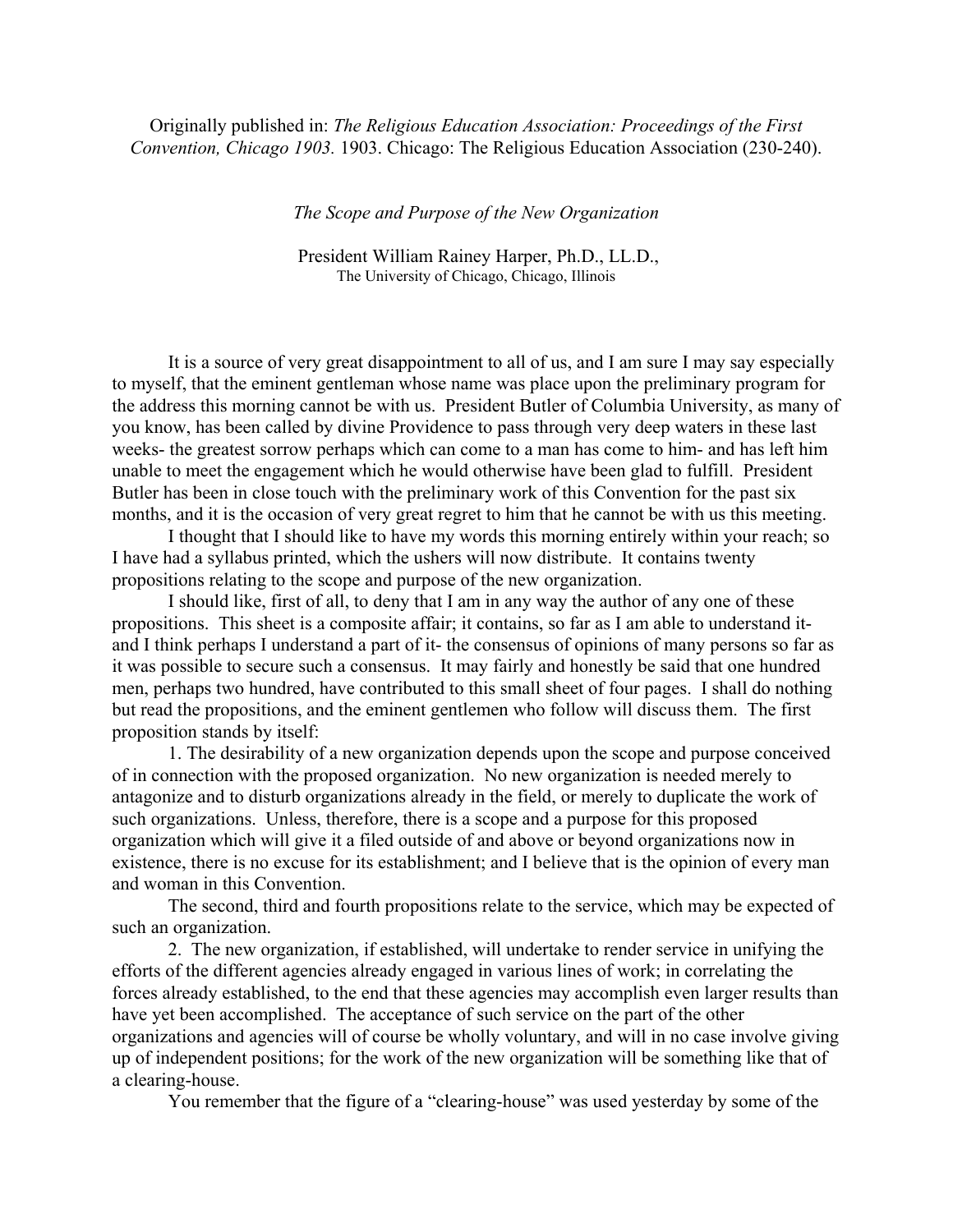Originally published in: *The Religious Education Association: Proceedings of the First Convention, Chicago 1903.* 1903. Chicago: The Religious Education Association (230-240).

*The Scope and Purpose of the New Organization*

President William Rainey Harper, Ph.D., LL.D.,
The University of Chicago, Chicago, Illinois

It is a source of very great disappointment to all of us, and I am sure I may say especially to myself, that the eminent gentleman whose name was place upon the preliminary program for the address this morning cannot be with us. President Butler of Columbia University, as many of you know, has been called by divine Providence to pass through very deep waters in these last weeks- the greatest sorrow perhaps which can come to a man has come to him- and has left him unable to meet the engagement which he would otherwise have been glad to fulfill. President Butler has been in close touch with the preliminary work of this Convention for the past six months, and it is the occasion of very great regret to him that he cannot be with us this meeting.

I thought that I should like to have my words this morning entirely within your reach; so I have had a syllabus printed, which the ushers will now distribute. It contains twenty propositions relating to the scope and purpose of the new organization.

I should like, first of all, to deny that I am in any way the author of any one of these propositions. This sheet is a composite affair; it contains, so far as I am able to understand it- and I think perhaps I understand a part of it- the consensus of opinions of many persons so far as it was possible to secure such a consensus. It may fairly and honestly be said that one hundred men, perhaps two hundred, have contributed to this small sheet of four pages. I shall do nothing but read the propositions, and the eminent gentlemen who follow will discuss them. The first proposition stands by itself:

1. The desirability of a new organization depends upon the scope and purpose conceived of in connection with the proposed organization. No new organization is needed merely to antagonize and to disturb organizations already in the field, or merely to duplicate the work of such organizations. Unless, therefore, there is a scope and a purpose for this proposed organization which will give it a filed outside of and above or beyond organizations now in existence, there is no excuse for its establishment; and I believe that is the opinion of every man and woman in this Convention.

The second, third and fourth propositions relate to the service, which may be expected of such an organization.

2. The new organization, if established, will undertake to render service in unifying the efforts of the different agencies already engaged in various lines of work; in correlating the forces already established, to the end that these agencies may accomplish even larger results than have yet been accomplished. The acceptance of such service on the part of the other organizations and agencies will of course be wholly voluntary, and will in no case involve giving up of independent positions; for the work of the new organization will be something like that of a clearing-house.

You remember that the figure of a "clearing-house" was used yesterday by some of the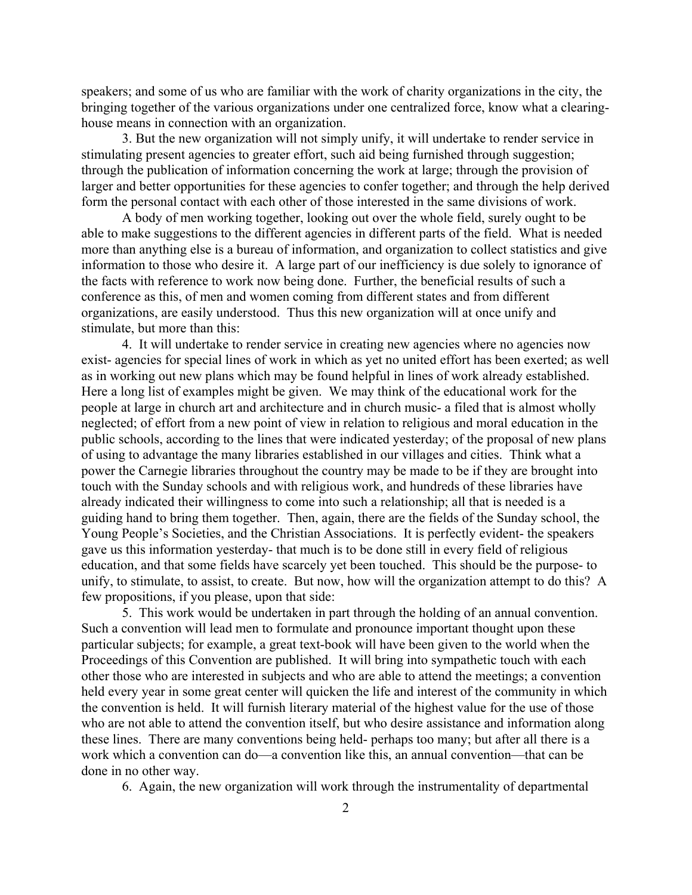speakers; and some of us who are familiar with the work of charity organizations in the city, the bringing together of the various organizations under one centralized force, know what a clearing-house means in connection with an organization.

3. But the new organization will not simply unify, it will undertake to render service in stimulating present agencies to greater effort, such aid being furnished through suggestion; through the publication of information concerning the work at large; through the provision of larger and better opportunities for these agencies to confer together; and through the help derived form the personal contact with each other of those interested in the same divisions of work.

A body of men working together, looking out over the whole field, surely ought to be able to make suggestions to the different agencies in different parts of the field. What is needed more than anything else is a bureau of information, and organization to collect statistics and give information to those who desire it. A large part of our inefficiency is due solely to ignorance of the facts with reference to work now being done. Further, the beneficial results of such a conference as this, of men and women coming from different states and from different organizations, are easily understood. Thus this new organization will at once unify and stimulate, but more than this:

4. It will undertake to render service in creating new agencies where no agencies now exist- agencies for special lines of work in which as yet no united effort has been exerted; as well as in working out new plans which may be found helpful in lines of work already established. Here a long list of examples might be given. We may think of the educational work for the people at large in church art and architecture and in church music- a filed that is almost wholly neglected; of effort from a new point of view in relation to religious and moral education in the public schools, according to the lines that were indicated yesterday; of the proposal of new plans of using to advantage the many libraries established in our villages and cities. Think what a power the Carnegie libraries throughout the country may be made to be if they are brought into touch with the Sunday schools and with religious work, and hundreds of these libraries have already indicated their willingness to come into such a relationship; all that is needed is a guiding hand to bring them together. Then, again, there are the fields of the Sunday school, the Young People's Societies, and the Christian Associations. It is perfectly evident- the speakers gave us this information yesterday- that much is to be done still in every field of religious education, and that some fields have scarcely yet been touched. This should be the purpose- to unify, to stimulate, to assist, to create. But now, how will the organization attempt to do this? A few propositions, if you please, upon that side:

5. This work would be undertaken in part through the holding of an annual convention. Such a convention will lead men to formulate and pronounce important thought upon these particular subjects; for example, a great text-book will have been given to the world when the Proceedings of this Convention are published. It will bring into sympathetic touch with each other those who are interested in subjects and who are able to attend the meetings; a convention held every year in some great center will quicken the life and interest of the community in which the convention is held. It will furnish literary material of the highest value for the use of those who are not able to attend the convention itself, but who desire assistance and information along these lines. There are many conventions being held- perhaps too many; but after all there is a work which a convention can do—a convention like this, an annual convention—that can be done in no other way.

6. Again, the new organization will work through the instrumentality of departmental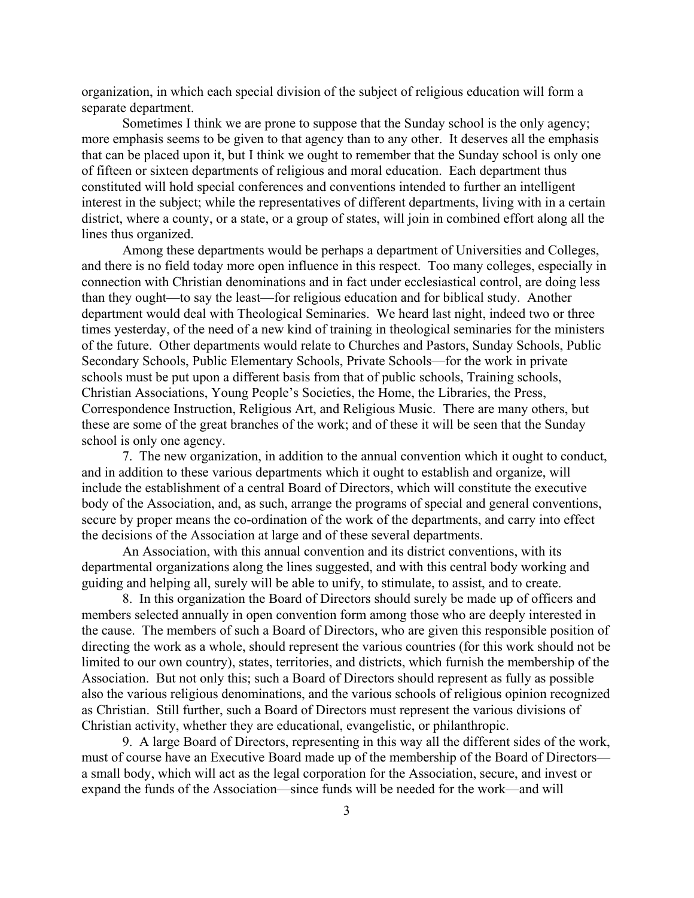organization, in which each special division of the subject of religious education will form a separate department.

Sometimes I think we are prone to suppose that the Sunday school is the only agency; more emphasis seems to be given to that agency than to any other. It deserves all the emphasis that can be placed upon it, but I think we ought to remember that the Sunday school is only one of fifteen or sixteen departments of religious and moral education. Each department thus constituted will hold special conferences and conventions intended to further an intelligent interest in the subject; while the representatives of different departments, living with in a certain district, where a county, or a state, or a group of states, will join in combined effort along all the lines thus organized.

Among these departments would be perhaps a department of Universities and Colleges, and there is no field today more open influence in this respect. Too many colleges, especially in connection with Christian denominations and in fact under ecclesiastical control, are doing less than they ought—to say the least—for religious education and for biblical study. Another department would deal with Theological Seminaries. We heard last night, indeed two or three times yesterday, of the need of a new kind of training in theological seminaries for the ministers of the future. Other departments would relate to Churches and Pastors, Sunday Schools, Public Secondary Schools, Public Elementary Schools, Private Schools—for the work in private schools must be put upon a different basis from that of public schools, Training schools, Christian Associations, Young People's Societies, the Home, the Libraries, the Press, Correspondence Instruction, Religious Art, and Religious Music. There are many others, but these are some of the great branches of the work; and of these it will be seen that the Sunday school is only one agency.

7. The new organization, in addition to the annual convention which it ought to conduct, and in addition to these various departments which it ought to establish and organize, will include the establishment of a central Board of Directors, which will constitute the executive body of the Association, and, as such, arrange the programs of special and general conventions, secure by proper means the co-ordination of the work of the departments, and carry into effect the decisions of the Association at large and of these several departments.

An Association, with this annual convention and its district conventions, with its departmental organizations along the lines suggested, and with this central body working and guiding and helping all, surely will be able to unify, to stimulate, to assist, and to create.

8. In this organization the Board of Directors should surely be made up of officers and members selected annually in open convention form among those who are deeply interested in the cause. The members of such a Board of Directors, who are given this responsible position of directing the work as a whole, should represent the various countries (for this work should not be limited to our own country), states, territories, and districts, which furnish the membership of the Association. But not only this; such a Board of Directors should represent as fully as possible also the various religious denominations, and the various schools of religious opinion recognized as Christian. Still further, such a Board of Directors must represent the various divisions of Christian activity, whether they are educational, evangelistic, or philanthropic.

9. A large Board of Directors, representing in this way all the different sides of the work, must of course have an Executive Board made up of the membership of the Board of Directors—a small body, which will act as the legal corporation for the Association, secure, and invest or expand the funds of the Association—since funds will be needed for the work—and will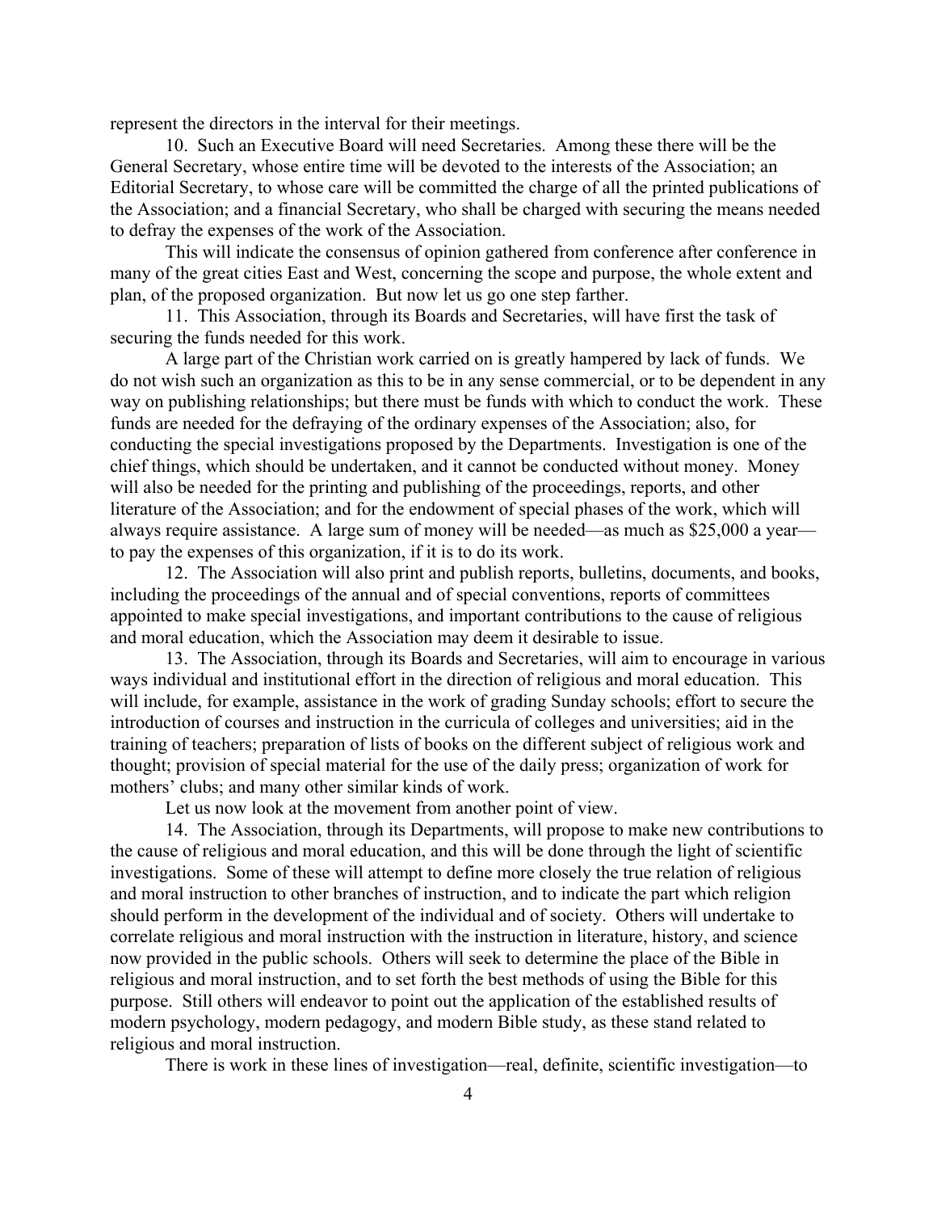represent the directors in the interval for their meetings.

10. Such an Executive Board will need Secretaries. Among these there will be the General Secretary, whose entire time will be devoted to the interests of the Association; an Editorial Secretary, to whose care will be committed the charge of all the printed publications of the Association; and a financial Secretary, who shall be charged with securing the means needed to defray the expenses of the work of the Association.

This will indicate the consensus of opinion gathered from conference after conference in many of the great cities East and West, concerning the scope and purpose, the whole extent and plan, of the proposed organization. But now let us go one step farther.

11. This Association, through its Boards and Secretaries, will have first the task of securing the funds needed for this work.

A large part of the Christian work carried on is greatly hampered by lack of funds. We do not wish such an organization as this to be in any sense commercial, or to be dependent in any way on publishing relationships; but there must be funds with which to conduct the work. These funds are needed for the defraying of the ordinary expenses of the Association; also, for conducting the special investigations proposed by the Departments. Investigation is one of the chief things, which should be undertaken, and it cannot be conducted without money. Money will also be needed for the printing and publishing of the proceedings, reports, and other literature of the Association; and for the endowment of special phases of the work, which will always require assistance. A large sum of money will be needed—as much as $25,000 a year—to pay the expenses of this organization, if it is to do its work.

12. The Association will also print and publish reports, bulletins, documents, and books, including the proceedings of the annual and of special conventions, reports of committees appointed to make special investigations, and important contributions to the cause of religious and moral education, which the Association may deem it desirable to issue.

13. The Association, through its Boards and Secretaries, will aim to encourage in various ways individual and institutional effort in the direction of religious and moral education. This will include, for example, assistance in the work of grading Sunday schools; effort to secure the introduction of courses and instruction in the curricula of colleges and universities; aid in the training of teachers; preparation of lists of books on the different subject of religious work and thought; provision of special material for the use of the daily press; organization of work for mothers' clubs; and many other similar kinds of work.

Let us now look at the movement from another point of view.

14. The Association, through its Departments, will propose to make new contributions to the cause of religious and moral education, and this will be done through the light of scientific investigations. Some of these will attempt to define more closely the true relation of religious and moral instruction to other branches of instruction, and to indicate the part which religion should perform in the development of the individual and of society. Others will undertake to correlate religious and moral instruction with the instruction in literature, history, and science now provided in the public schools. Others will seek to determine the place of the Bible in religious and moral instruction, and to set forth the best methods of using the Bible for this purpose. Still others will endeavor to point out the application of the established results of modern psychology, modern pedagogy, and modern Bible study, as these stand related to religious and moral instruction.

There is work in these lines of investigation—real, definite, scientific investigation—to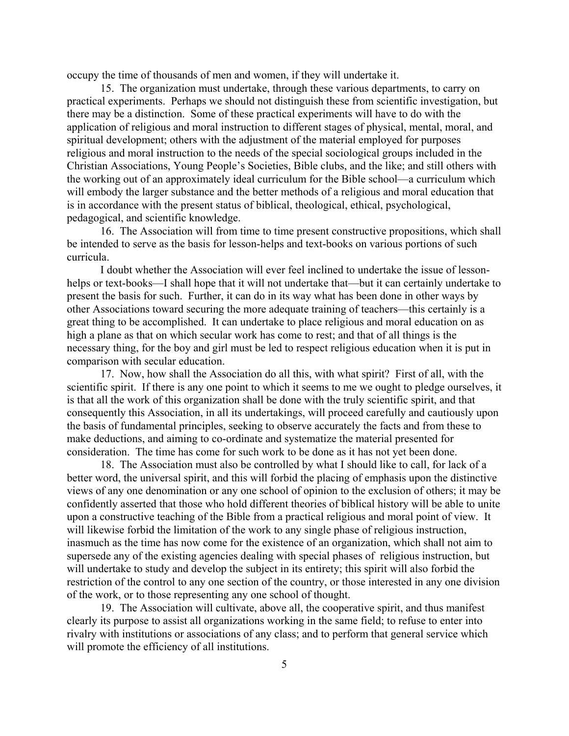occupy the time of thousands of men and women, if they will undertake it.

15. The organization must undertake, through these various departments, to carry on practical experiments. Perhaps we should not distinguish these from scientific investigation, but there may be a distinction. Some of these practical experiments will have to do with the application of religious and moral instruction to different stages of physical, mental, moral, and spiritual development; others with the adjustment of the material employed for purposes religious and moral instruction to the needs of the special sociological groups included in the Christian Associations, Young People's Societies, Bible clubs, and the like; and still others with the working out of an approximately ideal curriculum for the Bible school—a curriculum which will embody the larger substance and the better methods of a religious and moral education that is in accordance with the present status of biblical, theological, ethical, psychological, pedagogical, and scientific knowledge.

16. The Association will from time to time present constructive propositions, which shall be intended to serve as the basis for lesson-helps and text-books on various portions of such curricula.

I doubt whether the Association will ever feel inclined to undertake the issue of lesson-helps or text-books—I shall hope that it will not undertake that—but it can certainly undertake to present the basis for such. Further, it can do in its way what has been done in other ways by other Associations toward securing the more adequate training of teachers—this certainly is a great thing to be accomplished. It can undertake to place religious and moral education on as high a plane as that on which secular work has come to rest; and that of all things is the necessary thing, for the boy and girl must be led to respect religious education when it is put in comparison with secular education.

17. Now, how shall the Association do all this, with what spirit? First of all, with the scientific spirit. If there is any one point to which it seems to me we ought to pledge ourselves, it is that all the work of this organization shall be done with the truly scientific spirit, and that consequently this Association, in all its undertakings, will proceed carefully and cautiously upon the basis of fundamental principles, seeking to observe accurately the facts and from these to make deductions, and aiming to co-ordinate and systematize the material presented for consideration. The time has come for such work to be done as it has not yet been done.

18. The Association must also be controlled by what I should like to call, for lack of a better word, the universal spirit, and this will forbid the placing of emphasis upon the distinctive views of any one denomination or any one school of opinion to the exclusion of others; it may be confidently asserted that those who hold different theories of biblical history will be able to unite upon a constructive teaching of the Bible from a practical religious and moral point of view. It will likewise forbid the limitation of the work to any single phase of religious instruction, inasmuch as the time has now come for the existence of an organization, which shall not aim to supersede any of the existing agencies dealing with special phases of religious instruction, but will undertake to study and develop the subject in its entirety; this spirit will also forbid the restriction of the control to any one section of the country, or those interested in any one division of the work, or to those representing any one school of thought.

19. The Association will cultivate, above all, the cooperative spirit, and thus manifest clearly its purpose to assist all organizations working in the same field; to refuse to enter into rivalry with institutions or associations of any class; and to perform that general service which will promote the efficiency of all institutions.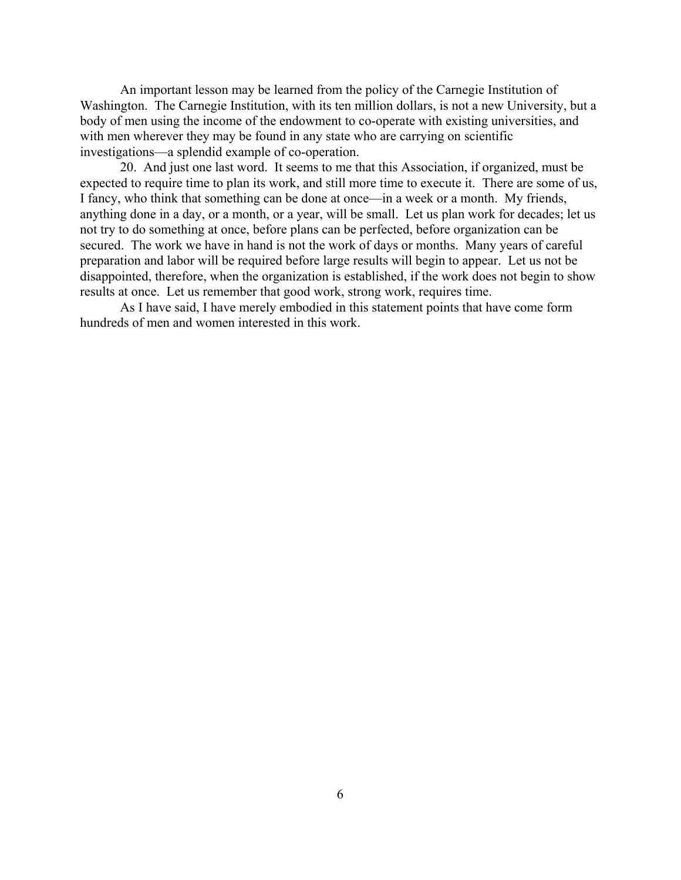An important lesson may be learned from the policy of the Carnegie Institution of Washington. The Carnegie Institution, with its ten million dollars, is not a new University, but a body of men using the income of the endowment to co-operate with existing universities, and with men wherever they may be found in any state who are carrying on scientific investigations—a splendid example of co-operation.

20. And just one last word. It seems to me that this Association, if organized, must be expected to require time to plan its work, and still more time to execute it. There are some of us, I fancy, who think that something can be done at once—in a week or a month. My friends, anything done in a day, or a month, or a year, will be small. Let us plan work for decades; let us not try to do something at once, before plans can be perfected, before organization can be secured. The work we have in hand is not the work of days or months. Many years of careful preparation and labor will be required before large results will begin to appear. Let us not be disappointed, therefore, when the organization is established, if the work does not begin to show results at once. Let us remember that good work, strong work, requires time.

As I have said, I have merely embodied in this statement points that have come form hundreds of men and women interested in this work.